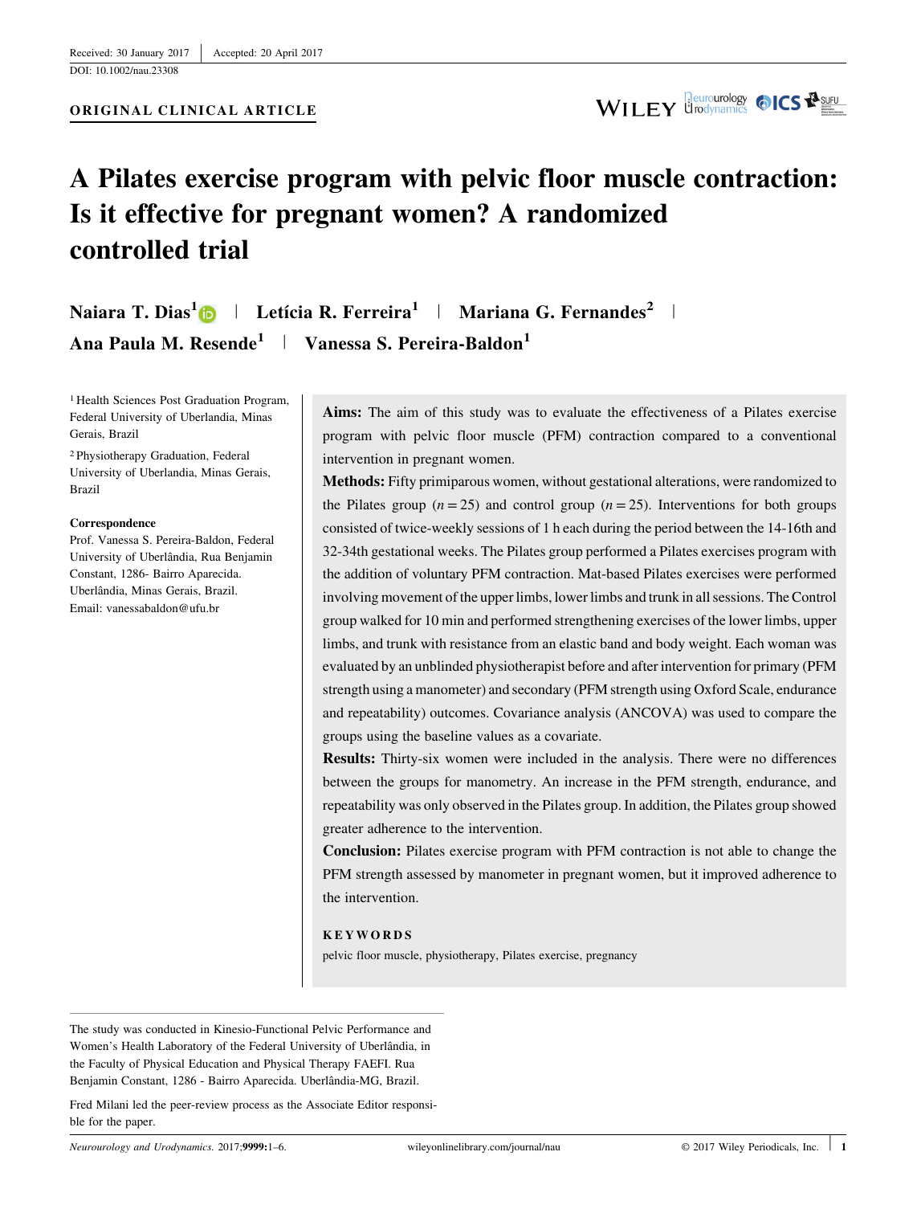Received: 30 January 2017 | Accepted: 20 April 2017

DOI: 10.1002/nau.23308

**ORIGINAL CLINICAL ARTICLE**

# A Pilates exercise program with pelvic floor muscle contraction: Is it effective for pregnant women? A randomized controlled trial

**Naiara T. Dias**[1] | **Letícia R. Ferreira**[1] | **Mariana G. Fernandes**[2] | **Ana Paula M. Resende**[1] | **Vanessa S. Pereira-Baldon**[1]

[1] Health Sciences Post Graduation Program, Federal University of Uberlandia, Minas Gerais, Brazil

[2] Physiotherapy Graduation, Federal University of Uberlandia, Minas Gerais, Brazil

**Correspondence**
Prof. Vanessa S. Pereira-Baldon, Federal University of Uberlândia, Rua Benjamin Constant, 1286- Bairro Aparecida. Uberlândia, Minas Gerais, Brazil.
Email: vanessabaldon@ufu.br

**Aims:** The aim of this study was to evaluate the effectiveness of a Pilates exercise program with pelvic floor muscle (PFM) contraction compared to a conventional intervention in pregnant women.

**Methods:** Fifty primiparous women, without gestational alterations, were randomized to the Pilates group ($n = 25$) and control group ($n = 25$). Interventions for both groups consisted of twice-weekly sessions of 1 h each during the period between the 14-16th and 32-34th gestational weeks. The Pilates group performed a Pilates exercises program with the addition of voluntary PFM contraction. Mat-based Pilates exercises were performed involving movement of the upper limbs, lower limbs and trunk in all sessions. The Control group walked for 10 min and performed strengthening exercises of the lower limbs, upper limbs, and trunk with resistance from an elastic band and body weight. Each woman was evaluated by an unblinded physiotherapist before and after intervention for primary (PFM strength using a manometer) and secondary (PFM strength using Oxford Scale, endurance and repeatability) outcomes. Covariance analysis (ANCOVA) was used to compare the groups using the baseline values as a covariate.

**Results:** Thirty-six women were included in the analysis. There were no differences between the groups for manometry. An increase in the PFM strength, endurance, and repeatability was only observed in the Pilates group. In addition, the Pilates group showed greater adherence to the intervention.

**Conclusion:** Pilates exercise program with PFM contraction is not able to change the PFM strength assessed by manometer in pregnant women, but it improved adherence to the intervention.

**KEYWORDS**

pelvic floor muscle, physiotherapy, Pilates exercise, pregnancy

---

The study was conducted in Kinesio-Functional Pelvic Performance and Women's Health Laboratory of the Federal University of Uberlândia, in the Faculty of Physical Education and Physical Therapy FAEFI. Rua Benjamin Constant, 1286 - Bairro Aparecida. Uberlândia-MG, Brazil.

Fred Milani led the peer-review process as the Associate Editor responsible for the paper.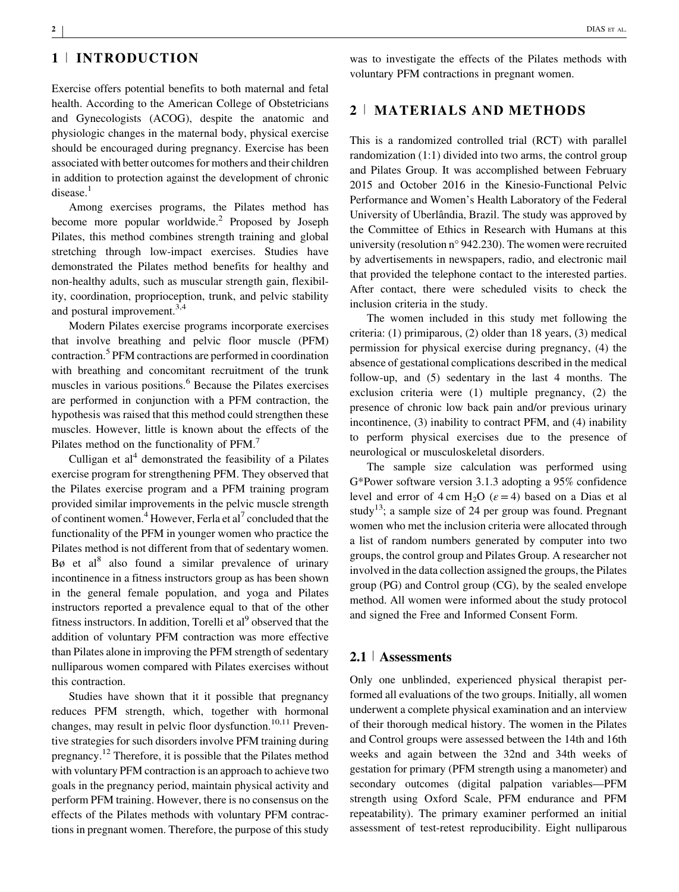## 1 | INTRODUCTION

Exercise offers potential benefits to both maternal and fetal health. According to the American College of Obstetricians and Gynecologists (ACOG), despite the anatomic and physiologic changes in the maternal body, physical exercise should be encouraged during pregnancy. Exercise has been associated with better outcomes for mothers and their children in addition to protection against the development of chronic disease.[1]

Among exercises programs, the Pilates method has become more popular worldwide.[2] Proposed by Joseph Pilates, this method combines strength training and global stretching through low-impact exercises. Studies have demonstrated the Pilates method benefits for healthy and non-healthy adults, such as muscular strength gain, flexibility, coordination, proprioception, trunk, and pelvic stability and postural improvement.[3,4]

Modern Pilates exercise programs incorporate exercises that involve breathing and pelvic floor muscle (PFM) contraction.[5] PFM contractions are performed in coordination with breathing and concomitant recruitment of the trunk muscles in various positions.[6] Because the Pilates exercises are performed in conjunction with a PFM contraction, the hypothesis was raised that this method could strengthen these muscles. However, little is known about the effects of the Pilates method on the functionality of PFM.[7]

Culligan et al[4] demonstrated the feasibility of a Pilates exercise program for strengthening PFM. They observed that the Pilates exercise program and a PFM training program provided similar improvements in the pelvic muscle strength of continent women.[4] However, Ferla et al[7] concluded that the functionality of the PFM in younger women who practice the Pilates method is not different from that of sedentary women. Bø et al[8] also found a similar prevalence of urinary incontinence in a fitness instructors group as has been shown in the general female population, and yoga and Pilates instructors reported a prevalence equal to that of the other fitness instructors. In addition, Torelli et al[9] observed that the addition of voluntary PFM contraction was more effective than Pilates alone in improving the PFM strength of sedentary nulliparous women compared with Pilates exercises without this contraction.

Studies have shown that it it possible that pregnancy reduces PFM strength, which, together with hormonal changes, may result in pelvic floor dysfunction.[10,11] Preventive strategies for such disorders involve PFM training during pregnancy.[12] Therefore, it is possible that the Pilates method with voluntary PFM contraction is an approach to achieve two goals in the pregnancy period, maintain physical activity and perform PFM training. However, there is no consensus on the effects of the Pilates methods with voluntary PFM contractions in pregnant women. Therefore, the purpose of this study was to investigate the effects of the Pilates methods with voluntary PFM contractions in pregnant women.

## 2 | MATERIALS AND METHODS

This is a randomized controlled trial (RCT) with parallel randomization (1:1) divided into two arms, the control group and Pilates Group. It was accomplished between February 2015 and October 2016 in the Kinesio-Functional Pelvic Performance and Women's Health Laboratory of the Federal University of Uberlândia, Brazil. The study was approved by the Committee of Ethics in Research with Humans at this university (resolution n° 942.230). The women were recruited by advertisements in newspapers, radio, and electronic mail that provided the telephone contact to the interested parties. After contact, there were scheduled visits to check the inclusion criteria in the study.

The women included in this study met following the criteria: (1) primiparous, (2) older than 18 years, (3) medical permission for physical exercise during pregnancy, (4) the absence of gestational complications described in the medical follow-up, and (5) sedentary in the last 4 months. The exclusion criteria were (1) multiple pregnancy, (2) the presence of chronic low back pain and/or previous urinary incontinence, (3) inability to contract PFM, and (4) inability to perform physical exercises due to the presence of neurological or musculoskeletal disorders.

The sample size calculation was performed using G*Power software version 3.1.3 adopting a 95% confidence level and error of 4 cm $H_2O$ ($\varepsilon = 4$) based on a Dias et al study[13]; a sample size of 24 per group was found. Pregnant women who met the inclusion criteria were allocated through a list of random numbers generated by computer into two groups, the control group and Pilates Group. A researcher not involved in the data collection assigned the groups, the Pilates group (PG) and Control group (CG), by the sealed envelope method. All women were informed about the study protocol and signed the Free and Informed Consent Form.

### 2.1 | Assessments

Only one unblinded, experienced physical therapist performed all evaluations of the two groups. Initially, all women underwent a complete physical examination and an interview of their thorough medical history. The women in the Pilates and Control groups were assessed between the 14th and 16th weeks and again between the 32nd and 34th weeks of gestation for primary (PFM strength using a manometer) and secondary outcomes (digital palpation variables—PFM strength using Oxford Scale, PFM endurance and PFM repeatability). The primary examiner performed an initial assessment of test-retest reproducibility. Eight nulliparous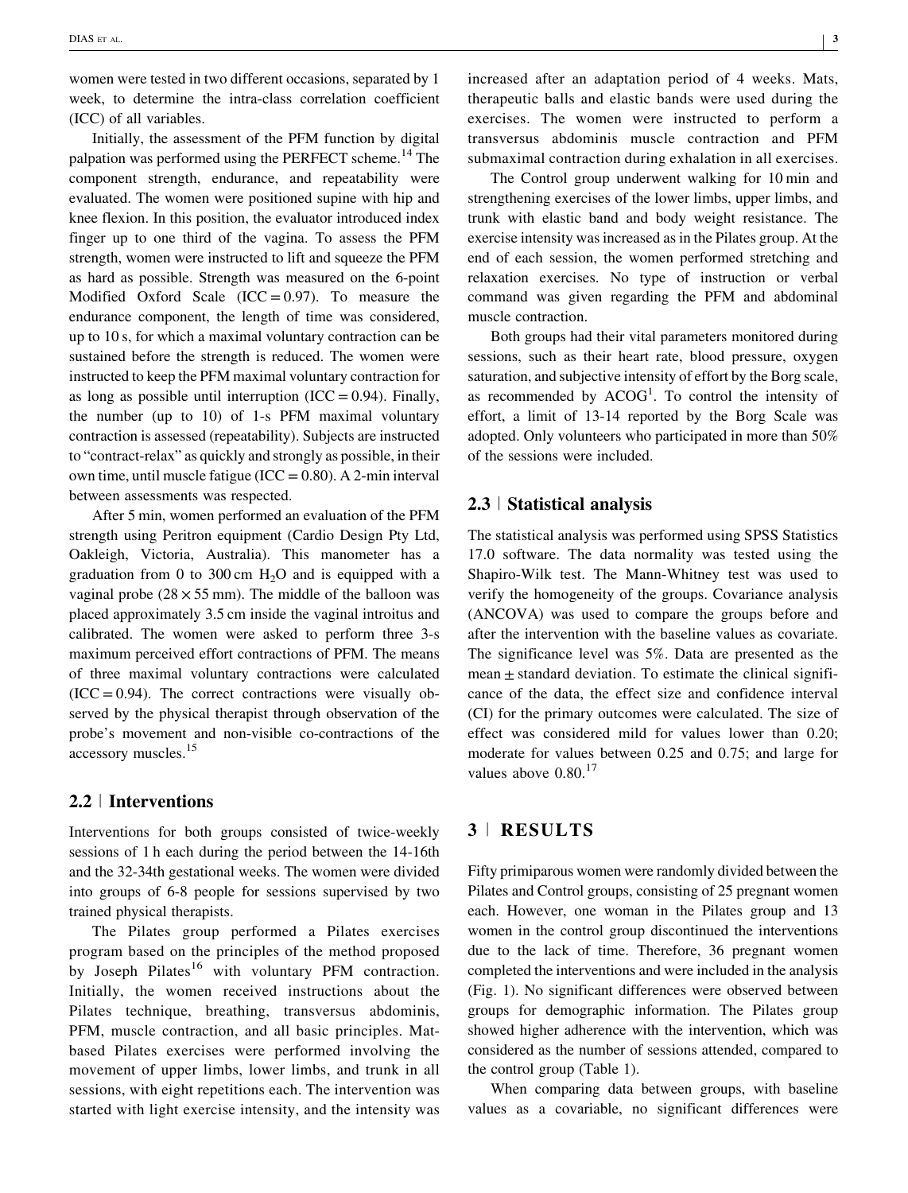women were tested in two different occasions, separated by 1 week, to determine the intra-class correlation coefficient (ICC) of all variables.

Initially, the assessment of the PFM function by digital palpation was performed using the PERFECT scheme.[14] The component strength, endurance, and repeatability were evaluated. The women were positioned supine with hip and knee flexion. In this position, the evaluator introduced index finger up to one third of the vagina. To assess the PFM strength, women were instructed to lift and squeeze the PFM as hard as possible. Strength was measured on the 6-point Modified Oxford Scale (ICC = 0.97). To measure the endurance component, the length of time was considered, up to 10 s, for which a maximal voluntary contraction can be sustained before the strength is reduced. The women were instructed to keep the PFM maximal voluntary contraction for as long as possible until interruption (ICC = 0.94). Finally, the number (up to 10) of 1-s PFM maximal voluntary contraction is assessed (repeatability). Subjects are instructed to "contract-relax" as quickly and strongly as possible, in their own time, until muscle fatigue (ICC = 0.80). A 2-min interval between assessments was respected.

After 5 min, women performed an evaluation of the PFM strength using Peritron equipment (Cardio Design Pty Ltd, Oakleigh, Victoria, Australia). This manometer has a graduation from 0 to 300 cm $H_2O$ and is equipped with a vaginal probe (28 × 55 mm). The middle of the balloon was placed approximately 3.5 cm inside the vaginal introitus and calibrated. The women were asked to perform three 3-s maximum perceived effort contractions of PFM. The means of three maximal voluntary contractions were calculated (ICC = 0.94). The correct contractions were visually observed by the physical therapist through observation of the probe's movement and non-visible co-contractions of the accessory muscles.[15]

## 2.2 | Interventions

Interventions for both groups consisted of twice-weekly sessions of 1 h each during the period between the 14-16th and the 32-34th gestational weeks. The women were divided into groups of 6-8 people for sessions supervised by two trained physical therapists.

The Pilates group performed a Pilates exercises program based on the principles of the method proposed by Joseph Pilates[16] with voluntary PFM contraction. Initially, the women received instructions about the Pilates technique, breathing, transversus abdominis, PFM, muscle contraction, and all basic principles. Mat-based Pilates exercises were performed involving the movement of upper limbs, lower limbs, and trunk in all sessions, with eight repetitions each. The intervention was started with light exercise intensity, and the intensity was increased after an adaptation period of 4 weeks. Mats, therapeutic balls and elastic bands were used during the exercises. The women were instructed to perform a transversus abdominis muscle contraction and PFM submaximal contraction during exhalation in all exercises.

The Control group underwent walking for 10 min and strengthening exercises of the lower limbs, upper limbs, and trunk with elastic band and body weight resistance. The exercise intensity was increased as in the Pilates group. At the end of each session, the women performed stretching and relaxation exercises. No type of instruction or verbal command was given regarding the PFM and abdominal muscle contraction.

Both groups had their vital parameters monitored during sessions, such as their heart rate, blood pressure, oxygen saturation, and subjective intensity of effort by the Borg scale, as recommended by ACOG[1]. To control the intensity of effort, a limit of 13-14 reported by the Borg Scale was adopted. Only volunteers who participated in more than 50% of the sessions were included.

## 2.3 | Statistical analysis

The statistical analysis was performed using SPSS Statistics 17.0 software. The data normality was tested using the Shapiro-Wilk test. The Mann-Whitney test was used to verify the homogeneity of the groups. Covariance analysis (ANCOVA) was used to compare the groups before and after the intervention with the baseline values as covariate. The significance level was 5%. Data are presented as the mean ± standard deviation. To estimate the clinical significance of the data, the effect size and confidence interval (CI) for the primary outcomes were calculated. The size of effect was considered mild for values lower than 0.20; moderate for values between 0.25 and 0.75; and large for values above 0.80.[17]

# 3 | RESULTS

Fifty primiparous women were randomly divided between the Pilates and Control groups, consisting of 25 pregnant women each. However, one woman in the Pilates group and 13 women in the control group discontinued the interventions due to the lack of time. Therefore, 36 pregnant women completed the interventions and were included in the analysis (Fig. 1). No significant differences were observed between groups for demographic information. The Pilates group showed higher adherence with the intervention, which was considered as the number of sessions attended, compared to the control group (Table 1).

When comparing data between groups, with baseline values as a covariable, no significant differences were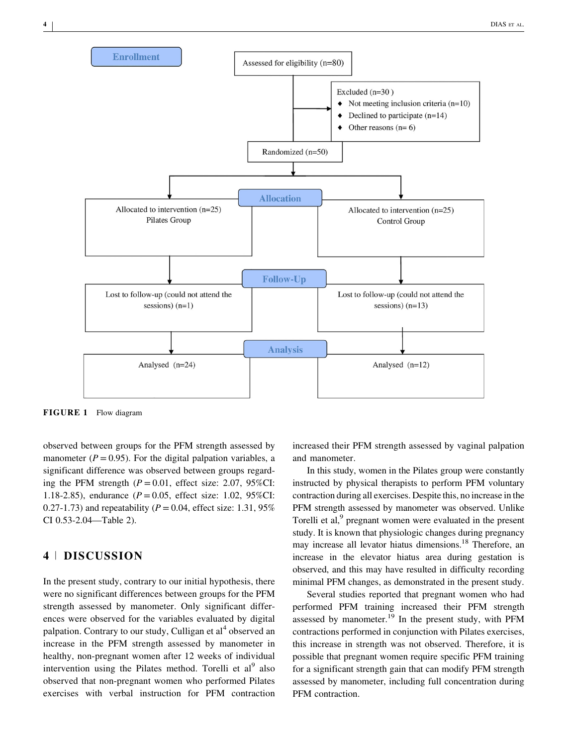**Enrollment**

Assessed for eligibility (n=80)

Excluded (n=30 )
- Not meeting inclusion criteria (n=10)
- Declined to participate (n=14)
- Other reasons (n= 6)

Randomized (n=50)

**Allocation**

| Pilates Group | Control Group |
|---|---|
| Allocated to intervention (n=25) Pilates Group | Allocated to intervention (n=25) Control Group |

**Follow-Up**

| Pilates Group | Control Group |
|---|---|
| Lost to follow-up (could not attend the sessions) (n=1) | Lost to follow-up (could not attend the sessions) (n=13) |

**Analysis**

| Pilates Group | Control Group |
|---|---|
| Analysed (n=24) | Analysed (n=12) |

**FIGURE 1** Flow diagram

observed between groups for the PFM strength assessed by manometer ($P = 0.95$). For the digital palpation variables, a significant difference was observed between groups regarding the PFM strength ($P = 0.01$, effect size: 2.07, 95%CI: 1.18-2.85), endurance ($P = 0.05$, effect size: 1.02, 95%CI: 0.27-1.73) and repeatability ($P = 0.04$, effect size: 1.31, 95% CI 0.53-2.04—Table 2).

## 4 | DISCUSSION

In the present study, contrary to our initial hypothesis, there were no significant differences between groups for the PFM strength assessed by manometer. Only significant differences were observed for the variables evaluated by digital palpation. Contrary to our study, Culligan et al[4] observed an increase in the PFM strength assessed by manometer in healthy, non-pregnant women after 12 weeks of individual intervention using the Pilates method. Torelli et al[9] also observed that non-pregnant women who performed Pilates exercises with verbal instruction for PFM contraction increased their PFM strength assessed by vaginal palpation and manometer.

In this study, women in the Pilates group were constantly instructed by physical therapists to perform PFM voluntary contraction during all exercises. Despite this, no increase in the PFM strength assessed by manometer was observed. Unlike Torelli et al,[9] pregnant women were evaluated in the present study. It is known that physiologic changes during pregnancy may increase all levator hiatus dimensions.[18] Therefore, an increase in the elevator hiatus area during gestation is observed, and this may have resulted in difficulty recording minimal PFM changes, as demonstrated in the present study.

Several studies reported that pregnant women who had performed PFM training increased their PFM strength assessed by manometer.[19] In the present study, with PFM contractions performed in conjunction with Pilates exercises, this increase in strength was not observed. Therefore, it is possible that pregnant women require specific PFM training for a significant strength gain that can modify PFM strength assessed by manometer, including full concentration during PFM contraction.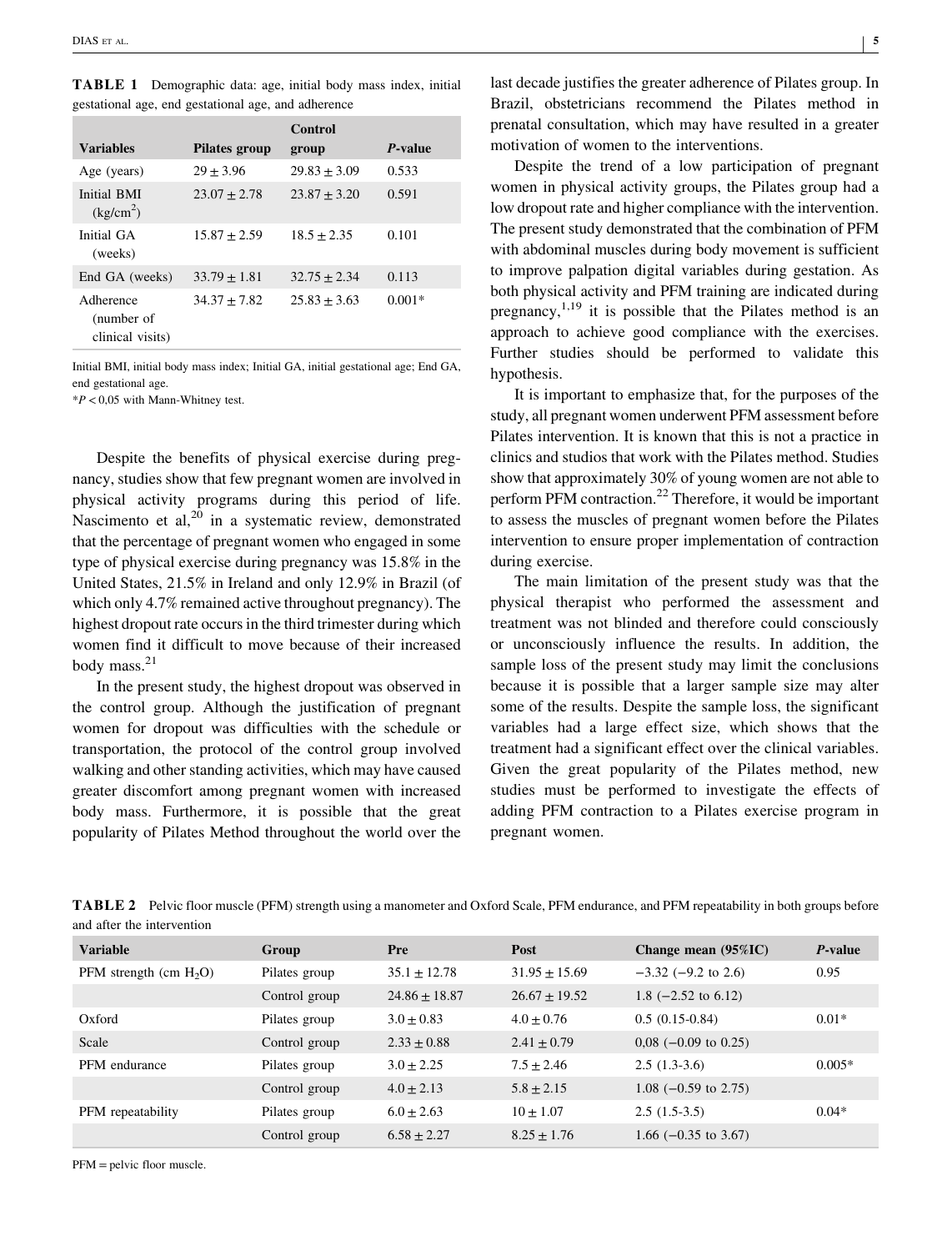**TABLE 1** Demographic data: age, initial body mass index, initial gestational age, end gestational age, and adherence

| Variables | Pilates group | Control group | *P*-value |
|---|---|---|---|
| Age (years) | 29 ± 3.96 | 29.83 ± 3.09 | 0.533 |
| Initial BMI ($kg/cm^2$) | 23.07 ± 2.78 | 23.87 ± 3.20 | 0.591 |
| Initial GA (weeks) | 15.87 ± 2.59 | 18.5 ± 2.35 | 0.101 |
| End GA (weeks) | 33.79 ± 1.81 | 32.75 ± 2.34 | 0.113 |
| Adherence (number of clinical visits) | 34.37 ± 7.82 | 25.83 ± 3.63 | 0.001* |

Initial BMI, initial body mass index; Initial GA, initial gestational age; End GA, end gestational age.
*$P < 0{,}05$ with Mann-Whitney test.

Despite the benefits of physical exercise during pregnancy, studies show that few pregnant women are involved in physical activity programs during this period of life. Nascimento et al,[20] in a systematic review, demonstrated that the percentage of pregnant women who engaged in some type of physical exercise during pregnancy was 15.8% in the United States, 21.5% in Ireland and only 12.9% in Brazil (of which only 4.7% remained active throughout pregnancy). The highest dropout rate occurs in the third trimester during which women find it difficult to move because of their increased body mass.[21]

In the present study, the highest dropout was observed in the control group. Although the justification of pregnant women for dropout was difficulties with the schedule or transportation, the protocol of the control group involved walking and other standing activities, which may have caused greater discomfort among pregnant women with increased body mass. Furthermore, it is possible that the great popularity of Pilates Method throughout the world over the last decade justifies the greater adherence of Pilates group. In Brazil, obstetricians recommend the Pilates method in prenatal consultation, which may have resulted in a greater motivation of women to the interventions.

Despite the trend of a low participation of pregnant women in physical activity groups, the Pilates group had a low dropout rate and higher compliance with the intervention. The present study demonstrated that the combination of PFM with abdominal muscles during body movement is sufficient to improve palpation digital variables during gestation. As both physical activity and PFM training are indicated during pregnancy,[1,19] it is possible that the Pilates method is an approach to achieve good compliance with the exercises. Further studies should be performed to validate this hypothesis.

It is important to emphasize that, for the purposes of the study, all pregnant women underwent PFM assessment before Pilates intervention. It is known that this is not a practice in clinics and studios that work with the Pilates method. Studies show that approximately 30% of young women are not able to perform PFM contraction.[22] Therefore, it would be important to assess the muscles of pregnant women before the Pilates intervention to ensure proper implementation of contraction during exercise.

The main limitation of the present study was that the physical therapist who performed the assessment and treatment was not blinded and therefore could consciously or unconsciously influence the results. In addition, the sample loss of the present study may limit the conclusions because it is possible that a larger sample size may alter some of the results. Despite the sample loss, the significant variables had a large effect size, which shows that the treatment had a significant effect over the clinical variables. Given the great popularity of the Pilates method, new studies must be performed to investigate the effects of adding PFM contraction to a Pilates exercise program in pregnant women.

**TABLE 2** Pelvic floor muscle (PFM) strength using a manometer and Oxford Scale, PFM endurance, and PFM repeatability in both groups before and after the intervention

| Variable | Group | Pre | Post | Change mean (95%IC) | *P*-value |
|---|---|---|---|---|---|
| PFM strength (cm $H_2O$) | Pilates group | 35.1 ± 12.78 | 31.95 ± 15.69 | −3.32 (−9.2 to 2.6) | 0.95 |
| | Control group | 24.86 ± 18.87 | 26.67 ± 19.52 | 1.8 (−2.52 to 6.12) | |
| Oxford | Pilates group | 3.0 ± 0.83 | 4.0 ± 0.76 | 0.5 (0.15-0.84) | 0.01* |
| Scale | Control group | 2.33 ± 0.88 | 2.41 ± 0.79 | 0,08 (−0.09 to 0.25) | |
| PFM endurance | Pilates group | 3.0 ± 2.25 | 7.5 ± 2.46 | 2.5 (1.3-3.6) | 0.005* |
| | Control group | 4.0 ± 2.13 | 5.8 ± 2.15 | 1.08 (−0.59 to 2.75) | |
| PFM repeatability | Pilates group | 6.0 ± 2.63 | 10 ± 1.07 | 2.5 (1.5-3.5) | 0.04* |
| | Control group | 6.58 ± 2.27 | 8.25 ± 1.76 | 1.66 (−0.35 to 3.67) | |

PFM = pelvic floor muscle.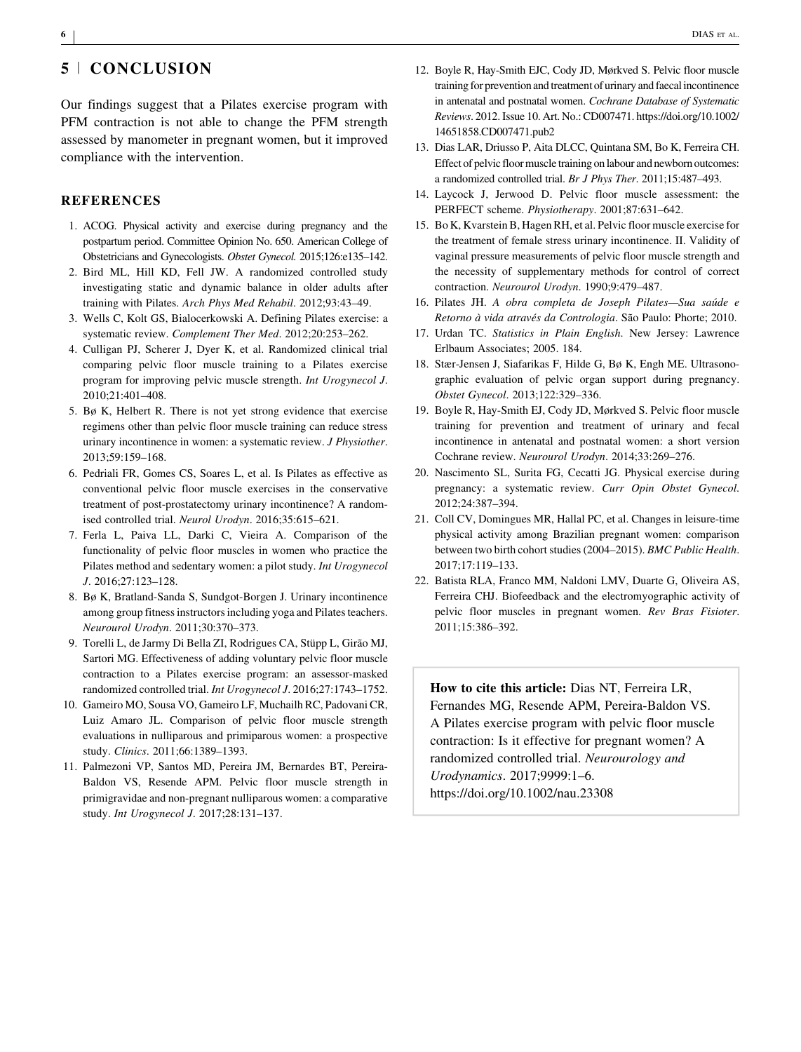## 5 | CONCLUSION

Our findings suggest that a Pilates exercise program with PFM contraction is not able to change the PFM strength assessed by manometer in pregnant women, but it improved compliance with the intervention.

## REFERENCES

1. ACOG. Physical activity and exercise during pregnancy and the postpartum period. Committee Opinion No. 650. American College of Obstetricians and Gynecologists. *Obstet Gynecol.* 2015;126:e135–142.
2. Bird ML, Hill KD, Fell JW. A randomized controlled study investigating static and dynamic balance in older adults after training with Pilates. *Arch Phys Med Rehabil*. 2012;93:43–49.
3. Wells C, Kolt GS, Bialocerkowski A. Defining Pilates exercise: a systematic review. *Complement Ther Med*. 2012;20:253–262.
4. Culligan PJ, Scherer J, Dyer K, et al. Randomized clinical trial comparing pelvic floor muscle training to a Pilates exercise program for improving pelvic muscle strength. *Int Urogynecol J*. 2010;21:401–408.
5. Bø K, Helbert R. There is not yet strong evidence that exercise regimens other than pelvic floor muscle training can reduce stress urinary incontinence in women: a systematic review. *J Physiother*. 2013;59:159–168.
6. Pedriali FR, Gomes CS, Soares L, et al. Is Pilates as effective as conventional pelvic floor muscle exercises in the conservative treatment of post-prostatectomy urinary incontinence? A randomised controlled trial. *Neurol Urodyn*. 2016;35:615–621.
7. Ferla L, Paiva LL, Darki C, Vieira A. Comparison of the functionality of pelvic floor muscles in women who practice the Pilates method and sedentary women: a pilot study. *Int Urogynecol J*. 2016;27:123–128.
8. Bø K, Bratland-Sanda S, Sundgot-Borgen J. Urinary incontinence among group fitness instructors including yoga and Pilates teachers. *Neurourol Urodyn*. 2011;30:370–373.
9. Torelli L, de Jarmy Di Bella ZI, Rodrigues CA, Stüpp L, Girão MJ, Sartori MG. Effectiveness of adding voluntary pelvic floor muscle contraction to a Pilates exercise program: an assessor-masked randomized controlled trial. *Int Urogynecol J*. 2016;27:1743–1752.
10. Gameiro MO, Sousa VO, Gameiro LF, Muchailh RC, Padovani CR, Luiz Amaro JL. Comparison of pelvic floor muscle strength evaluations in nulliparous and primiparous women: a prospective study. *Clinics*. 2011;66:1389–1393.
11. Palmezoni VP, Santos MD, Pereira JM, Bernardes BT, Pereira-Baldon VS, Resende APM. Pelvic floor muscle strength in primigravidae and non-pregnant nulliparous women: a comparative study. *Int Urogynecol J*. 2017;28:131–137.
12. Boyle R, Hay-Smith EJC, Cody JD, Mørkved S. Pelvic floor muscle training for prevention and treatment of urinary and faecal incontinence in antenatal and postnatal women. *Cochrane Database of Systematic Reviews*. 2012. Issue 10. Art. No.: CD007471. https://doi.org/10.1002/14651858.CD007471.pub2
13. Dias LAR, Driusso P, Aita DLCC, Quintana SM, Bo K, Ferreira CH. Effect of pelvic floor muscle training on labour and newborn outcomes: a randomized controlled trial. *Br J Phys Ther*. 2011;15:487–493.
14. Laycock J, Jerwood D. Pelvic floor muscle assessment: the PERFECT scheme. *Physiotherapy*. 2001;87:631–642.
15. Bo K, Kvarstein B, Hagen RH, et al. Pelvic floor muscle exercise for the treatment of female stress urinary incontinence. II. Validity of vaginal pressure measurements of pelvic floor muscle strength and the necessity of supplementary methods for control of correct contraction. *Neurourol Urodyn*. 1990;9:479–487.
16. Pilates JH. *A obra completa de Joseph Pilates—Sua saúde e Retorno à vida através da Contrologia*. São Paulo: Phorte; 2010.
17. Urdan TC. *Statistics in Plain English*. New Jersey: Lawrence Erlbaum Associates; 2005. 184.
18. Stær-Jensen J, Siafarikas F, Hilde G, Bø K, Engh ME. Ultrasonographic evaluation of pelvic organ support during pregnancy. *Obstet Gynecol*. 2013;122:329–336.
19. Boyle R, Hay-Smith EJ, Cody JD, Mørkved S. Pelvic floor muscle training for prevention and treatment of urinary and fecal incontinence in antenatal and postnatal women: a short version Cochrane review. *Neurourol Urodyn*. 2014;33:269–276.
20. Nascimento SL, Surita FG, Cecatti JG. Physical exercise during pregnancy: a systematic review. *Curr Opin Obstet Gynecol*. 2012;24:387–394.
21. Coll CV, Domingues MR, Hallal PC, et al. Changes in leisure-time physical activity among Brazilian pregnant women: comparison between two birth cohort studies (2004–2015). *BMC Public Health*. 2017;17:119–133.
22. Batista RLA, Franco MM, Naldoni LMV, Duarte G, Oliveira AS, Ferreira CHJ. Biofeedback and the electromyographic activity of pelvic floor muscles in pregnant women. *Rev Bras Fisioter*. 2011;15:386–392.

**How to cite this article:** Dias NT, Ferreira LR, Fernandes MG, Resende APM, Pereira-Baldon VS. A Pilates exercise program with pelvic floor muscle contraction: Is it effective for pregnant women? A randomized controlled trial. *Neurourology and Urodynamics*. 2017;9999:1–6. https://doi.org/10.1002/nau.23308